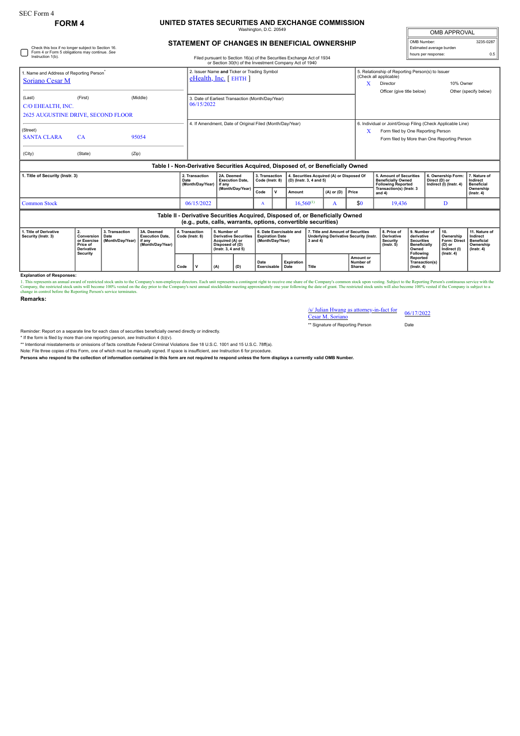SEC Form 4

**FORM 4**

# UNITED STATES SECURITIES AND EXCHANGE COMMISSION

Washington, D.C. 20549

## STATEMENT OF CHANGES IN BENEFICIAL OWNERSHIP

Filed pursuant to Section 16(a) of the Securities Exchange Act of 1934 or Section 30(h) of the Investment Company Act of 1940

| OMB APPROVAL | |
|---|---|
| OMB Number: | 3235-0287 |
| Estimated average burden | |
| hours per response: | 0.5 |

☐ Check this box if no longer subject to Section 16. Form 4 or Form 5 obligations may continue. *See* Instruction 1(b).

| 1. Name and Address of Reporting Person* | 2. Issuer Name **and** Ticker or Trading Symbol | 5. Relationship of Reporting Person(s) to Issuer (Check all applicable) |
|---|---|---|
| Soriano Cesar M | eHealth, Inc. [ EHTH ] | X Director; 10% Owner; Officer (give title below); Other (specify below) |
| (Last) (First) (Middle) C/O EHEALTH, INC. 2625 AUGUSTINE DRIVE, SECOND FLOOR | 3. Date of Earliest Transaction (Month/Day/Year) 06/15/2022 | |
| (Street) SANTA CLARA CA 95054 (City) (State) (Zip) | 4. If Amendment, Date of Original Filed (Month/Day/Year) | 6. Individual or Joint/Group Filing (Check Applicable Line) X Form filed by One Reporting Person; Form filed by More than One Reporting Person |

### Table I - Non-Derivative Securities Acquired, Disposed of, or Beneficially Owned

| 1. Title of Security (Instr. 3) | 2. Transaction Date (Month/Day/Year) | 2A. Deemed Execution Date, if any (Month/Day/Year) | 3. Transaction Code (Instr. 8) | | 4. Securities Acquired (A) or Disposed Of (D) (Instr. 3, 4 and 5) | | | 5. Amount of Securities Beneficially Owned Following Reported Transaction(s) (Instr. 3 and 4) | 6. Ownership Form: Direct (D) or Indirect (I) (Instr. 4) | 7. Nature of Indirect Beneficial Ownership (Instr. 4) |
|---|---|---|---|---|---|---|---|---|---|---|
| | | | Code | V | Amount | (A) or (D) | Price | | | |
| Common Stock | 06/15/2022 | | A | | 16,560[(1)] | A | $0 | 19,436 | D | |

### Table II - Derivative Securities Acquired, Disposed of, or Beneficially Owned (e.g., puts, calls, warrants, options, convertible securities)

| 1. Title of Derivative Security (Instr. 3) | 2. Conversion or Exercise Price of Derivative Security | 3. Transaction Date (Month/Day/Year) | 3A. Deemed Execution Date, if any (Month/Day/Year) | 4. Transaction Code (Instr. 8) | | 5. Number of Derivative Securities Acquired (A) or Disposed of (D) (Instr. 3, 4 and 5) | | 6. Date Exercisable and Expiration Date (Month/Day/Year) | | 7. Title and Amount of Securities Underlying Derivative Security (Instr. 3 and 4) | | 8. Price of Derivative Security (Instr. 5) | 9. Number of derivative Securities Beneficially Owned Following Reported Transaction(s) (Instr. 4) | 10. Ownership Form: Direct (D) or Indirect (I) (Instr. 4) | 11. Nature of Indirect Beneficial Ownership (Instr. 4) |
|---|---|---|---|---|---|---|---|---|---|---|---|---|---|---|---|
| | | | | Code | V | (A) | (D) | Date Exercisable | Expiration Date | Title | Amount or Number of Shares | | | | |

**Explanation of Responses:**

1. This represents an annual award of restricted stock units to the Company's non-employee directors. Each unit represents a contingent right to receive one share of the Company's common stock upon vesting. Subject to the Reporting Person's continuous service with the Company, the restricted stock units will become 100% vested on the day prior to the Company's next annual stockholder meeting approximately one year following the date of grant. The restricted stock units will also become 100% vested if the Company is subject to a change in control before the Reporting Person's service terminates.

**Remarks:**

/s/ Julian Hwang as attorney-in-fact for Cesar M. Soriano — 06/17/2022

** Signature of Reporting Person — Date

Reminder: Report on a separate line for each class of securities beneficially owned directly or indirectly.

* If the form is filed by more than one reporting person, *see* Instruction 4 (b)(v).

** Intentional misstatements or omissions of facts constitute Federal Criminal Violations *See* 18 U.S.C. 1001 and 15 U.S.C. 78ff(a).

Note: File three copies of this Form, one of which must be manually signed. If space is insufficient, *see* Instruction 6 for procedure.

**Persons who respond to the collection of information contained in this form are not required to respond unless the form displays a currently valid OMB Number.**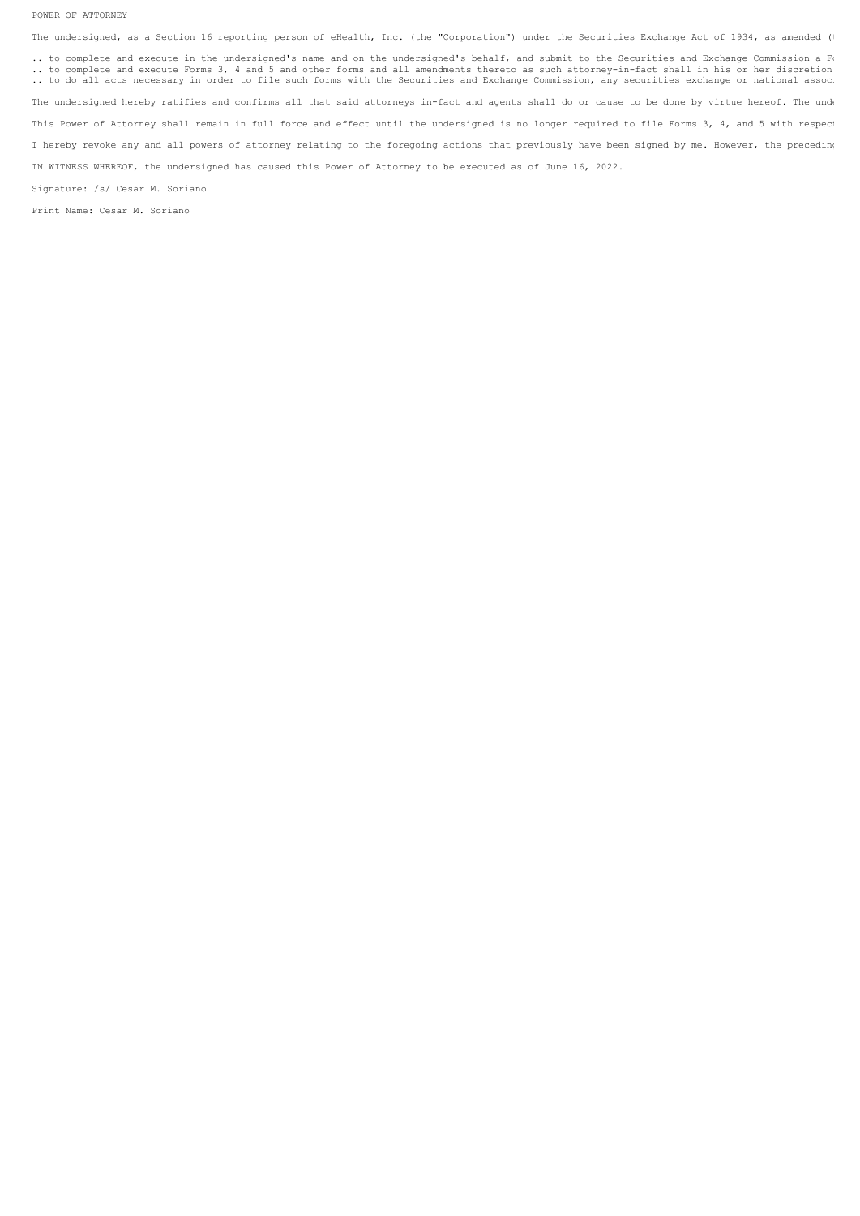POWER OF ATTORNEY

The undersigned, as a Section 16 reporting person of eHealth, Inc. (the "Corporation") under the Securities Exchange Act of 1934, as amended (t

.. to complete and execute in the undersigned's name and on the undersigned's behalf, and submit to the Securities and Exchange Commission a Fo
.. to complete and execute Forms 3, 4 and 5 and other forms and all amendments thereto as such attorney-in-fact shall in his or her discretion
.. to do all acts necessary in order to file such forms with the Securities and Exchange Commission, any securities exchange or national assoc

The undersigned hereby ratifies and confirms all that said attorneys in-fact and agents shall do or cause to be done by virtue hereof. The unde

This Power of Attorney shall remain in full force and effect until the undersigned is no longer required to file Forms 3, 4, and 5 with respect

I hereby revoke any and all powers of attorney relating to the foregoing actions that previously have been signed by me. However, the precedinc

IN WITNESS WHEREOF, the undersigned has caused this Power of Attorney to be executed as of June 16, 2022.

Signature: /s/ Cesar M. Soriano

Print Name: Cesar M. Soriano